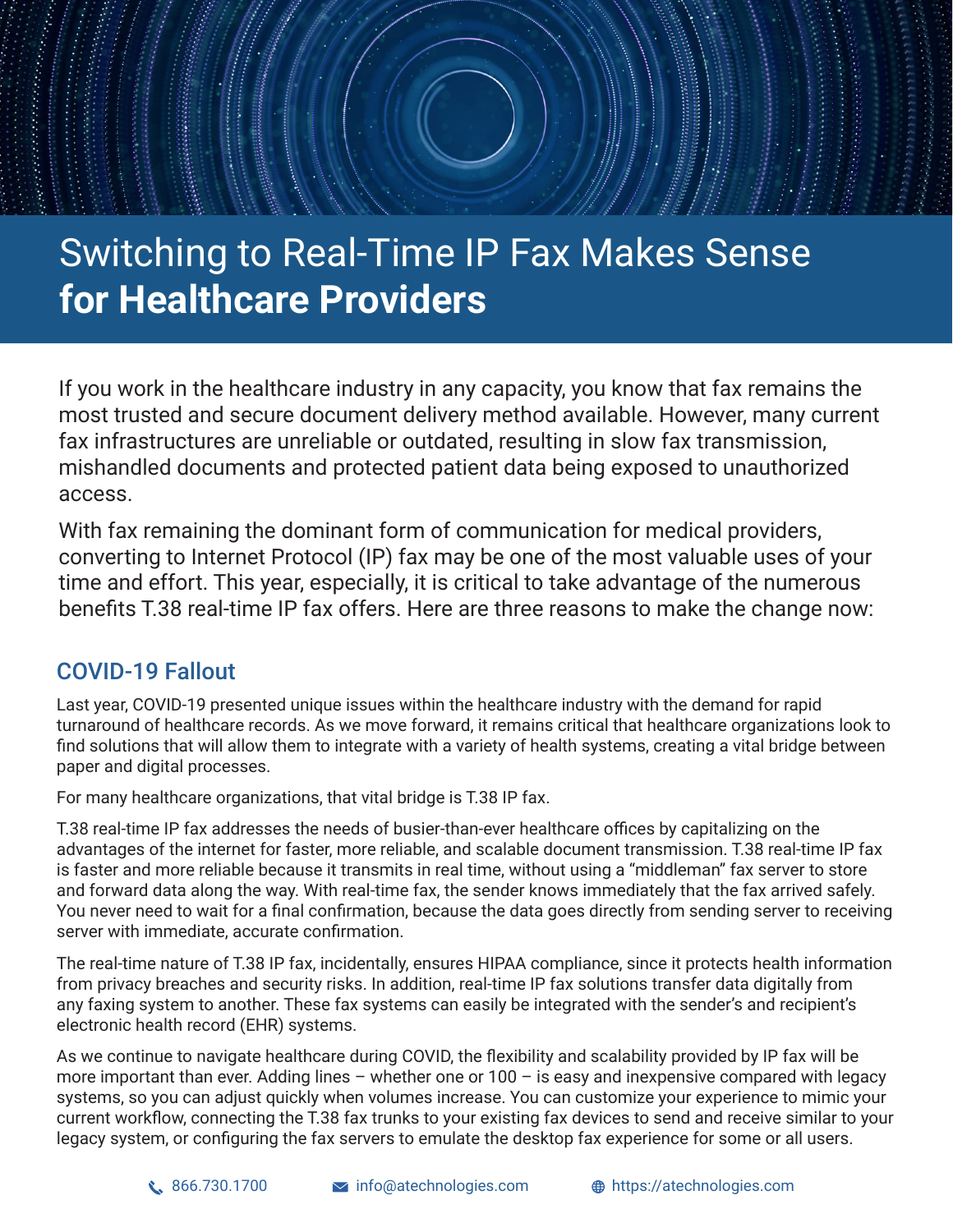# Switching to Real-Time IP Fax Makes Sense **for Healthcare Providers**

If you work in the healthcare industry in any capacity, you know that fax remains the most trusted and secure document delivery method available. However, many current fax infrastructures are unreliable or outdated, resulting in slow fax transmission, mishandled documents and protected patient data being exposed to unauthorized access.

With fax remaining the dominant form of communication for medical providers, converting to Internet Protocol (IP) fax may be one of the most valuable uses of your time and effort. This year, especially, it is critical to take advantage of the numerous benefits T.38 real-time IP fax offers. Here are three reasons to make the change now:

## COVID-19 Fallout

Last year, COVID-19 presented unique issues within the healthcare industry with the demand for rapid turnaround of healthcare records. As we move forward, it remains critical that healthcare organizations look to find solutions that will allow them to integrate with a variety of health systems, creating a vital bridge between paper and digital processes.

For many healthcare organizations, that vital bridge is T.38 IP fax.

T.38 real-time IP fax addresses the needs of busier-than-ever healthcare offices by capitalizing on the advantages of the internet for faster, more reliable, and scalable document transmission. T.38 real-time IP fax is faster and more reliable because it transmits in real time, without using a "middleman" fax server to store and forward data along the way. With real-time fax, the sender knows immediately that the fax arrived safely. You never need to wait for a final confirmation, because the data goes directly from sending server to receiving server with immediate, accurate confirmation.

The real-time nature of T.38 IP fax, incidentally, ensures HIPAA compliance, since it protects health information from privacy breaches and security risks. In addition, real-time IP fax solutions transfer data digitally from any faxing system to another. These fax systems can easily be integrated with the sender's and recipient's electronic health record (EHR) systems.

As we continue to navigate healthcare during COVID, the flexibility and scalability provided by IP fax will be more important than ever. Adding lines – whether one or 100 – is easy and inexpensive compared with legacy systems, so you can adjust quickly when volumes increase. You can customize your experience to mimic your current workflow, connecting the T.38 fax trunks to your existing fax devices to send and receive similar to your legacy system, or configuring the fax servers to emulate the desktop fax experience for some or all users.

866.730.1700 | info@atechnologies.com | https://atechnologies.com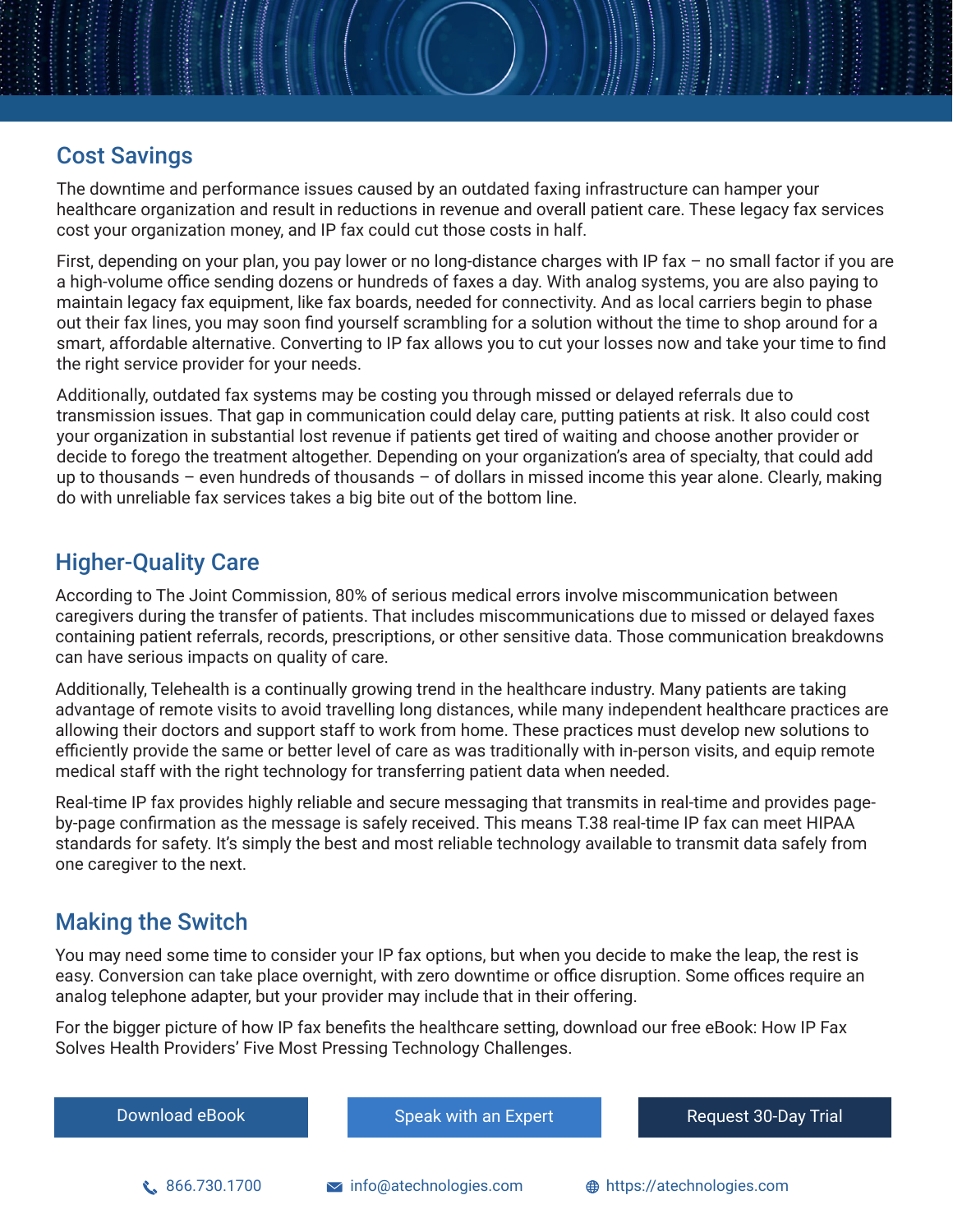## Cost Savings

The downtime and performance issues caused by an outdated faxing infrastructure can hamper your healthcare organization and result in reductions in revenue and overall patient care. These legacy fax services cost your organization money, and IP fax could cut those costs in half.

First, depending on your plan, you pay lower or no long-distance charges with IP fax – no small factor if you are a high-volume office sending dozens or hundreds of faxes a day. With analog systems, you are also paying to maintain legacy fax equipment, like fax boards, needed for connectivity. And as local carriers begin to phase out their fax lines, you may soon find yourself scrambling for a solution without the time to shop around for a smart, affordable alternative. Converting to IP fax allows you to cut your losses now and take your time to find the right service provider for your needs.

Additionally, outdated fax systems may be costing you through missed or delayed referrals due to transmission issues. That gap in communication could delay care, putting patients at risk. It also could cost your organization in substantial lost revenue if patients get tired of waiting and choose another provider or decide to forego the treatment altogether. Depending on your organization's area of specialty, that could add up to thousands – even hundreds of thousands – of dollars in missed income this year alone. Clearly, making do with unreliable fax services takes a big bite out of the bottom line.

## Higher-Quality Care

According to The Joint Commission, 80% of serious medical errors involve miscommunication between caregivers during the transfer of patients. That includes miscommunications due to missed or delayed faxes containing patient referrals, records, prescriptions, or other sensitive data. Those communication breakdowns can have serious impacts on quality of care.

Additionally, Telehealth is a continually growing trend in the healthcare industry. Many patients are taking advantage of remote visits to avoid travelling long distances, while many independent healthcare practices are allowing their doctors and support staff to work from home. These practices must develop new solutions to efficiently provide the same or better level of care as was traditionally with in-person visits, and equip remote medical staff with the right technology for transferring patient data when needed.

Real-time IP fax provides highly reliable and secure messaging that transmits in real-time and provides page-by-page confirmation as the message is safely received. This means T.38 real-time IP fax can meet HIPAA standards for safety. It's simply the best and most reliable technology available to transmit data safely from one caregiver to the next.

## Making the Switch

You may need some time to consider your IP fax options, but when you decide to make the leap, the rest is easy. Conversion can take place overnight, with zero downtime or office disruption. Some offices require an analog telephone adapter, but your provider may include that in their offering.

For the bigger picture of how IP fax benefits the healthcare setting, download our free eBook: How IP Fax Solves Health Providers' Five Most Pressing Technology Challenges.

Download eBook | Speak with an Expert | Request 30-Day Trial

866.730.1700 | info@atechnologies.com | https://atechnologies.com